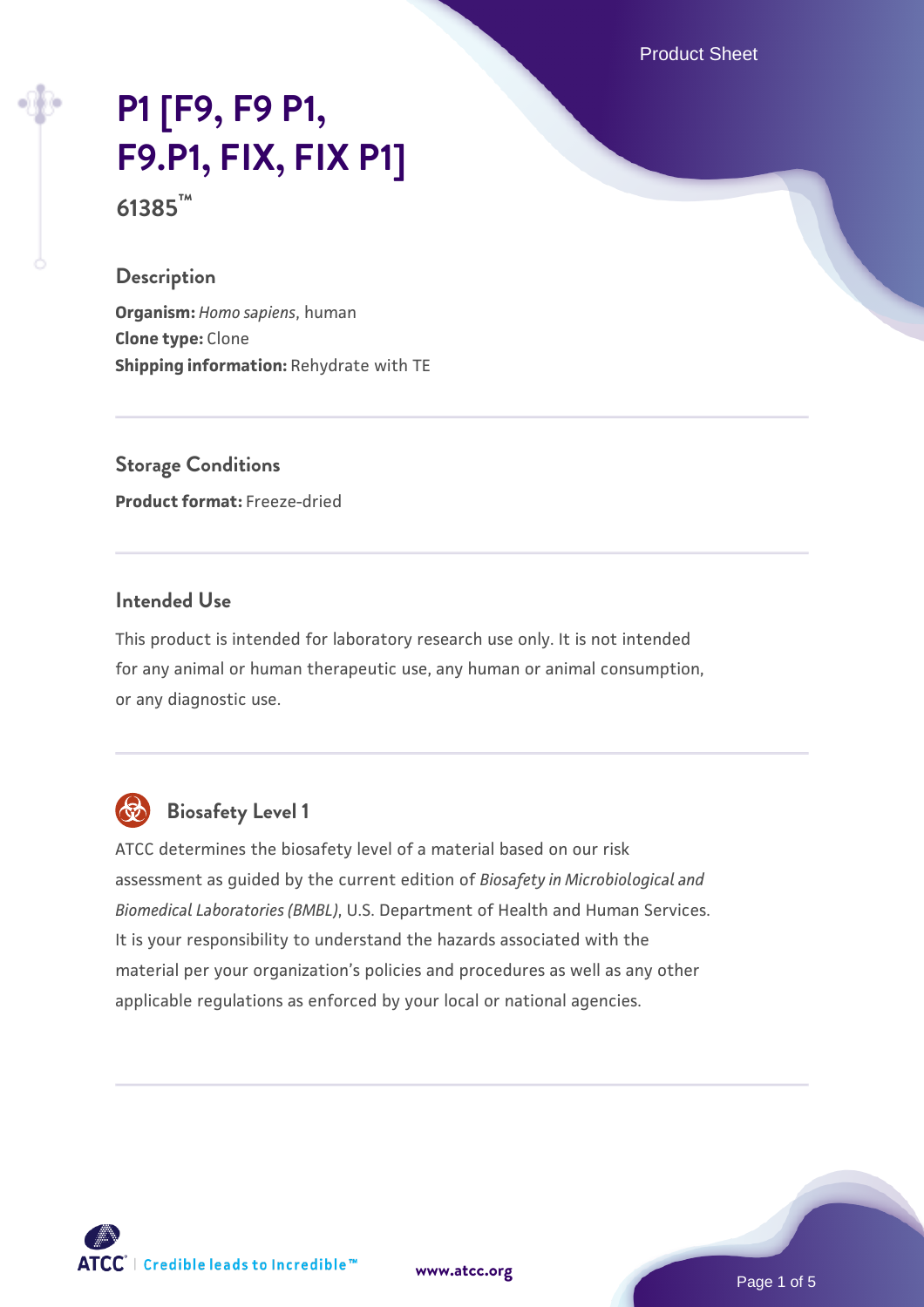# P1 [F9, F9 P1, F9.P1, FIX, FIX P1]

**61385™**

## Description

**Organism:** *Homo sapiens*, human
**Clone type:** Clone
**Shipping information:** Rehydrate with TE

## Storage Conditions

**Product format:** Freeze-dried

## Intended Use

This product is intended for laboratory research use only. It is not intended for any animal or human therapeutic use, any human or animal consumption, or any diagnostic use.

## Biosafety Level 1

ATCC determines the biosafety level of a material based on our risk assessment as guided by the current edition of *Biosafety in Microbiological and Biomedical Laboratories (BMBL)*, U.S. Department of Health and Human Services. It is your responsibility to understand the hazards associated with the material per your organization's policies and procedures as well as any other applicable regulations as enforced by your local or national agencies.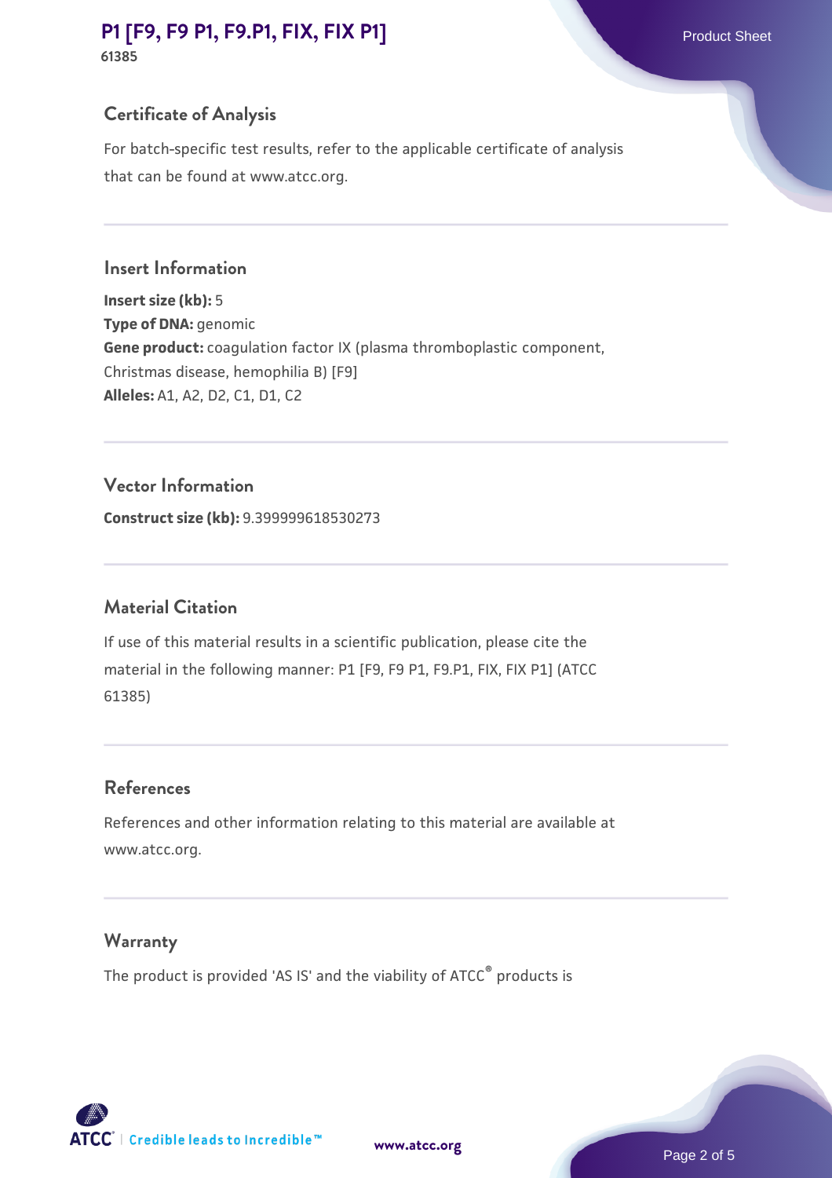## Certificate of Analysis

For batch-specific test results, refer to the applicable certificate of analysis that can be found at www.atcc.org.

## Insert Information

**Insert size (kb):** 5
**Type of DNA:** genomic
**Gene product:** coagulation factor IX (plasma thromboplastic component, Christmas disease, hemophilia B) [F9]
**Alleles:** A1, A2, D2, C1, D1, C2

## Vector Information

**Construct size (kb):** 9.399999618530273

## Material Citation

If use of this material results in a scientific publication, please cite the material in the following manner: P1 [F9, F9 P1, F9.P1, FIX, FIX P1] (ATCC 61385)

## References

References and other information relating to this material are available at www.atcc.org.

## Warranty

The product is provided 'AS IS' and the viability of ATCC® products is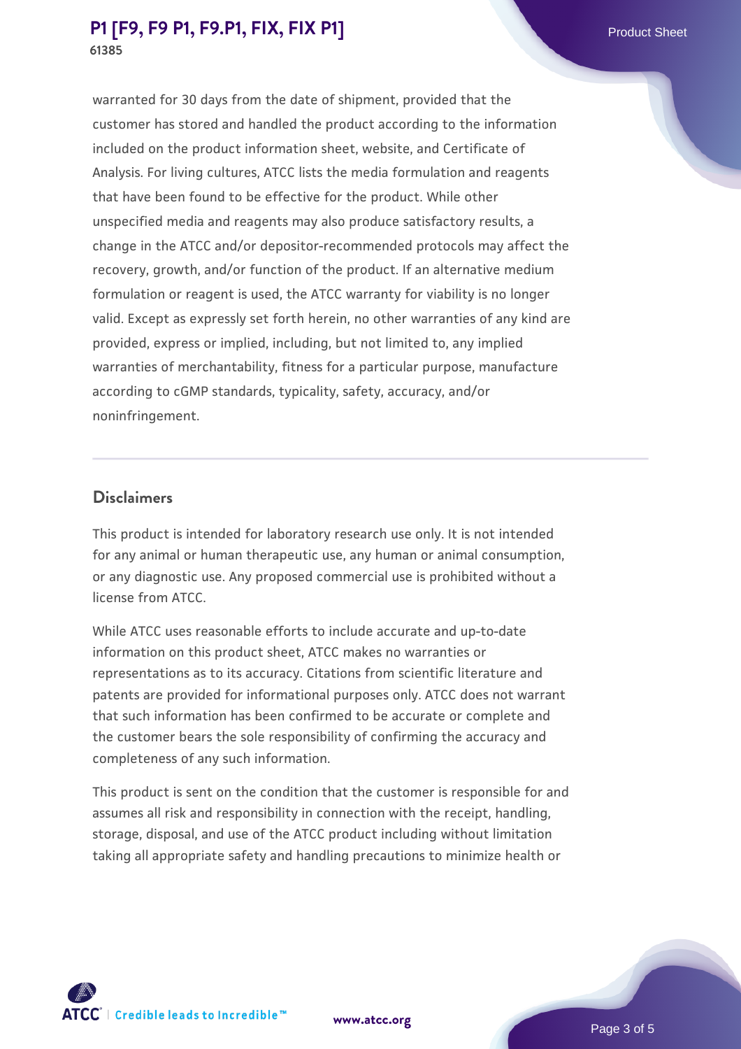warranted for 30 days from the date of shipment, provided that the customer has stored and handled the product according to the information included on the product information sheet, website, and Certificate of Analysis. For living cultures, ATCC lists the media formulation and reagents that have been found to be effective for the product. While other unspecified media and reagents may also produce satisfactory results, a change in the ATCC and/or depositor-recommended protocols may affect the recovery, growth, and/or function of the product. If an alternative medium formulation or reagent is used, the ATCC warranty for viability is no longer valid. Except as expressly set forth herein, no other warranties of any kind are provided, express or implied, including, but not limited to, any implied warranties of merchantability, fitness for a particular purpose, manufacture according to cGMP standards, typicality, safety, accuracy, and/or noninfringement.

## Disclaimers

This product is intended for laboratory research use only. It is not intended for any animal or human therapeutic use, any human or animal consumption, or any diagnostic use. Any proposed commercial use is prohibited without a license from ATCC.

While ATCC uses reasonable efforts to include accurate and up-to-date information on this product sheet, ATCC makes no warranties or representations as to its accuracy. Citations from scientific literature and patents are provided for informational purposes only. ATCC does not warrant that such information has been confirmed to be accurate or complete and the customer bears the sole responsibility of confirming the accuracy and completeness of any such information.

This product is sent on the condition that the customer is responsible for and assumes all risk and responsibility in connection with the receipt, handling, storage, disposal, and use of the ATCC product including without limitation taking all appropriate safety and handling precautions to minimize health or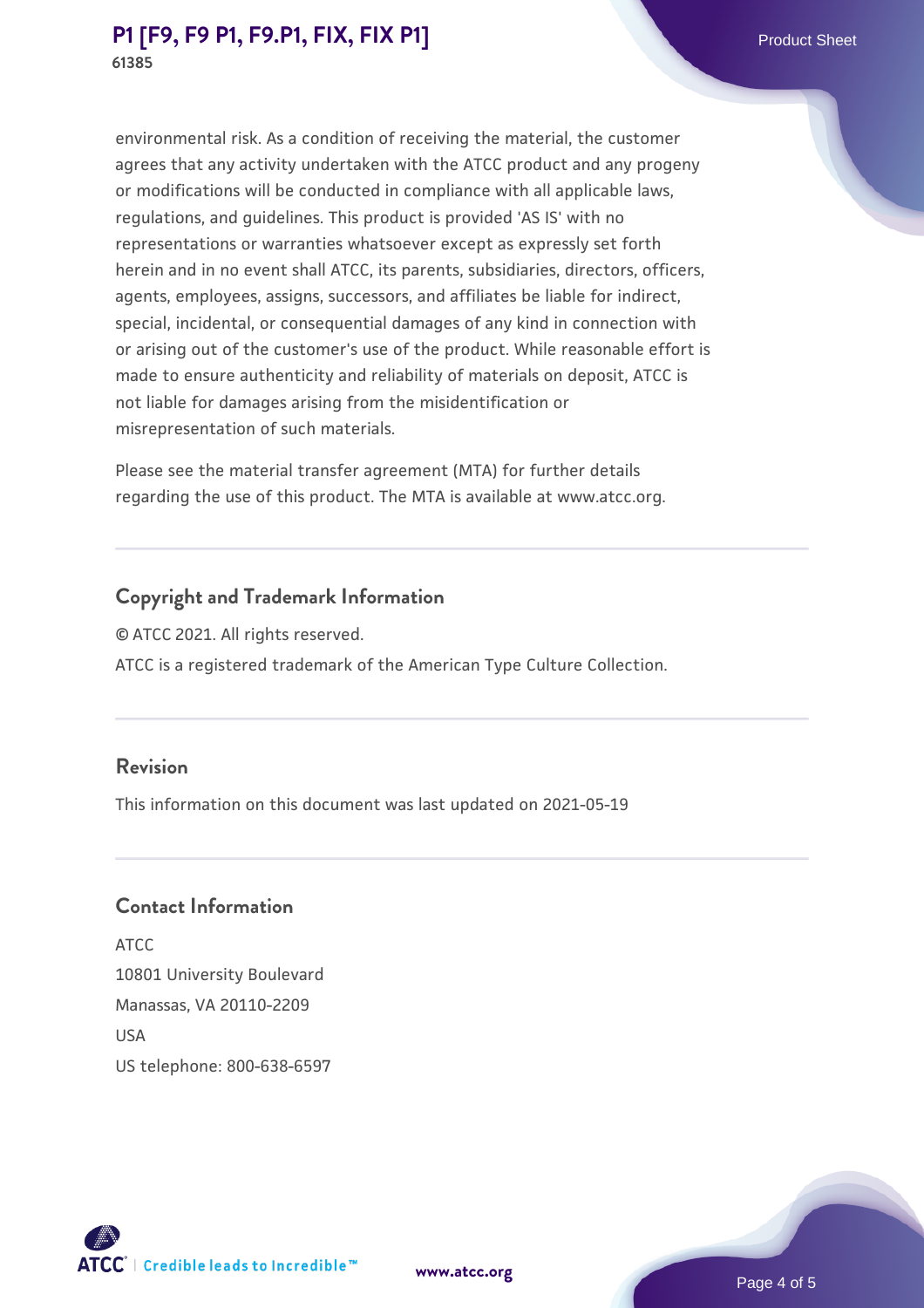environmental risk. As a condition of receiving the material, the customer agrees that any activity undertaken with the ATCC product and any progeny or modifications will be conducted in compliance with all applicable laws, regulations, and guidelines. This product is provided 'AS IS' with no representations or warranties whatsoever except as expressly set forth herein and in no event shall ATCC, its parents, subsidiaries, directors, officers, agents, employees, assigns, successors, and affiliates be liable for indirect, special, incidental, or consequential damages of any kind in connection with or arising out of the customer's use of the product. While reasonable effort is made to ensure authenticity and reliability of materials on deposit, ATCC is not liable for damages arising from the misidentification or misrepresentation of such materials.

Please see the material transfer agreement (MTA) for further details regarding the use of this product. The MTA is available at www.atcc.org.

## Copyright and Trademark Information

© ATCC 2021. All rights reserved.

ATCC is a registered trademark of the American Type Culture Collection.

## Revision

This information on this document was last updated on 2021-05-19

## Contact Information

ATCC
10801 University Boulevard
Manassas, VA 20110-2209
USA
US telephone: 800-638-6597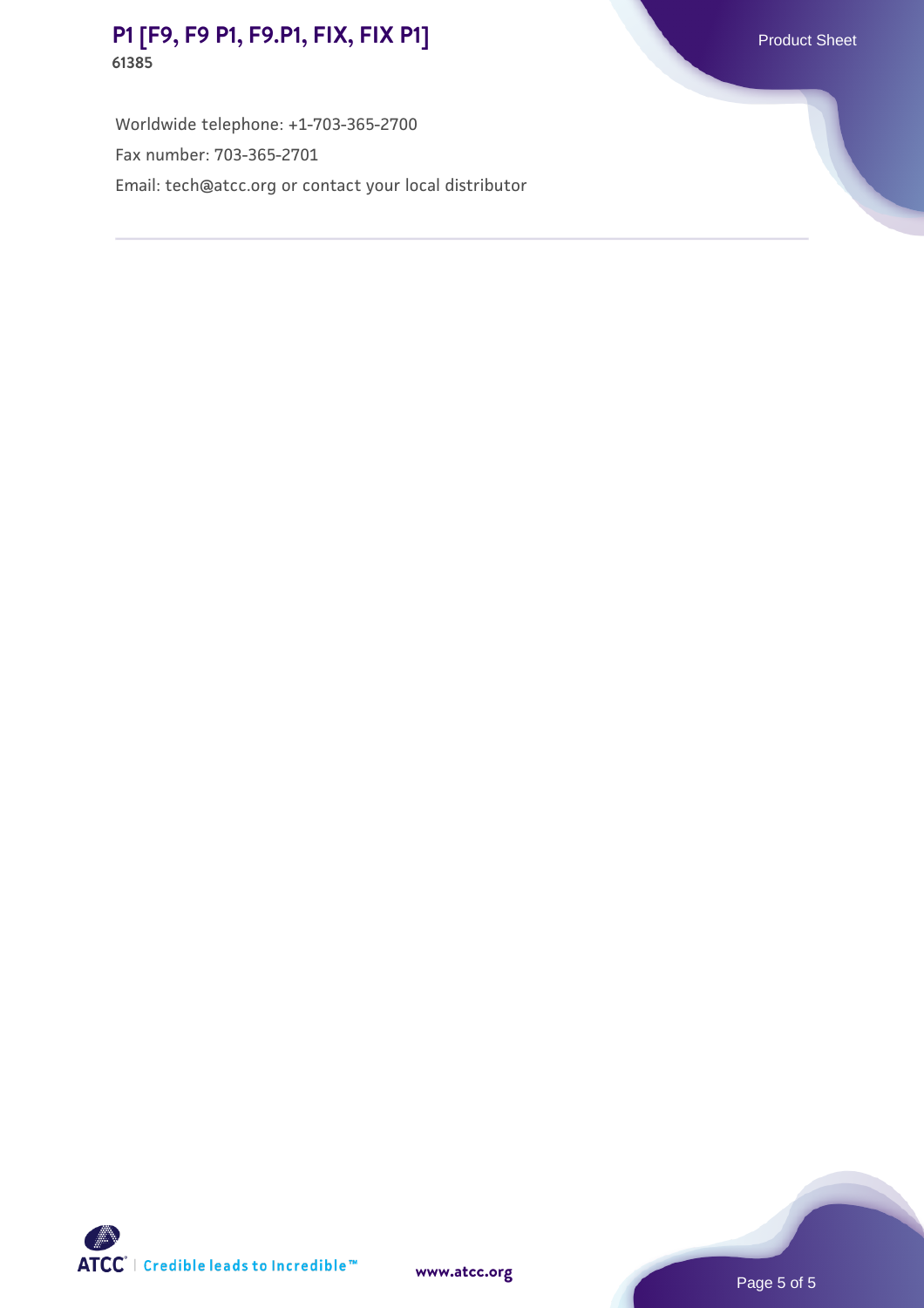Worldwide telephone: +1-703-365-2700

Fax number: 703-365-2701

Email: tech@atcc.org or contact your local distributor